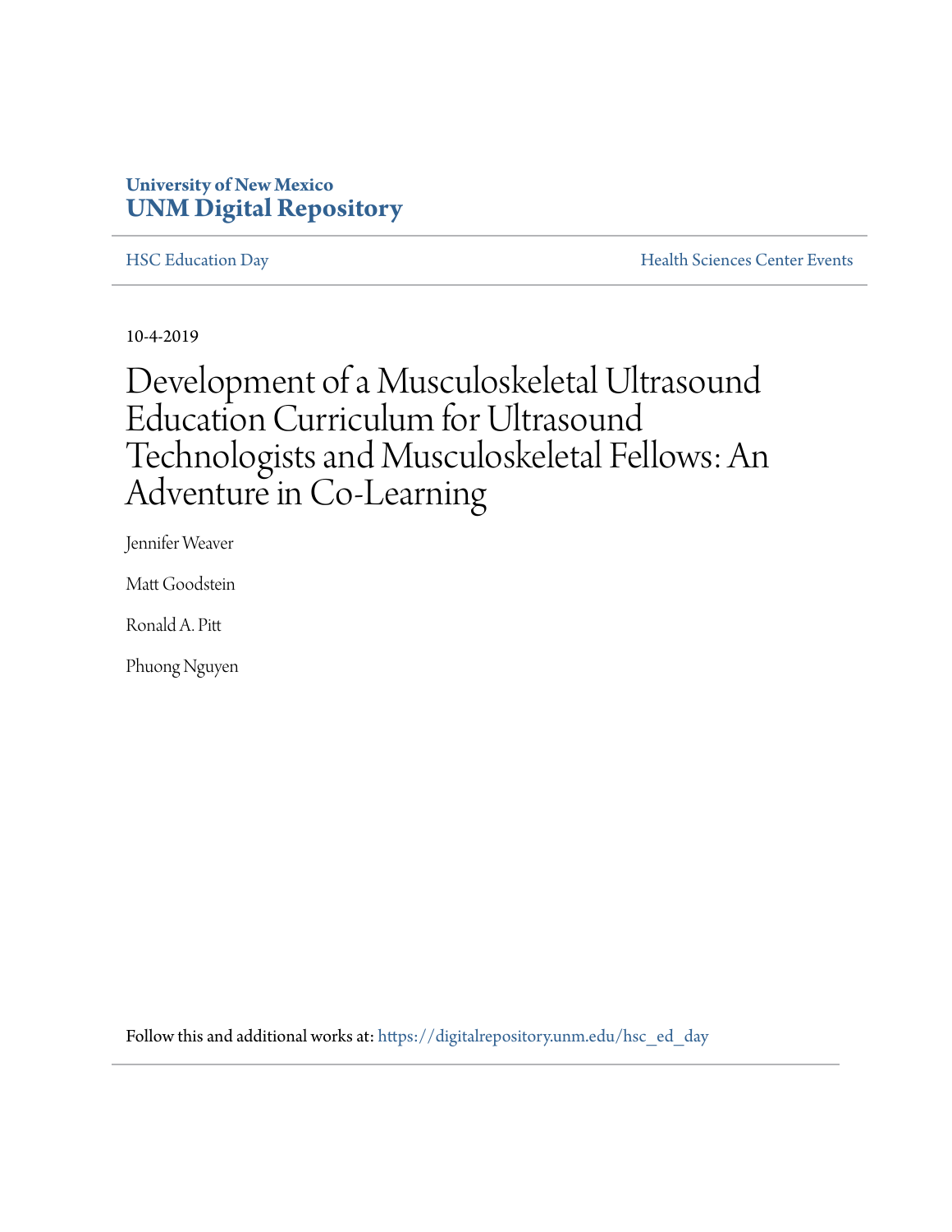University of New Mexico
**UNM Digital Repository**

HSC Education Day | Health Sciences Center Events

10-4-2019

# Development of a Musculoskeletal Ultrasound Education Curriculum for Ultrasound Technologists and Musculoskeletal Fellows: An Adventure in Co-Learning

Jennifer Weaver

Matt Goodstein

Ronald A. Pitt

Phuong Nguyen

Follow this and additional works at: https://digitalrepository.unm.edu/hsc_ed_day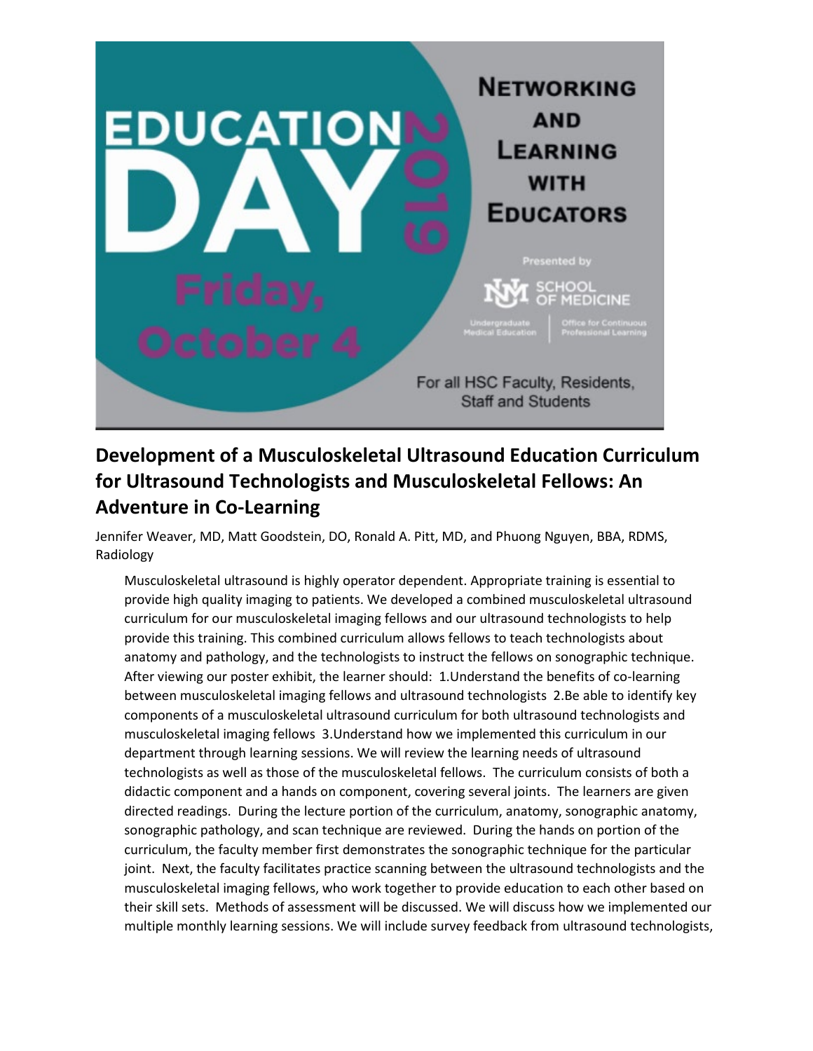# EDUCATION DAY 2019

**Friday, October 4**

**NETWORKING AND LEARNING WITH EDUCATORS**

Presented by UNM School of Medicine — Undergraduate Medical Education | Office for Continuous Professional Learning

For all HSC Faculty, Residents, Staff and Students

## Development of a Musculoskeletal Ultrasound Education Curriculum for Ultrasound Technologists and Musculoskeletal Fellows: An Adventure in Co-Learning

Jennifer Weaver, MD, Matt Goodstein, DO, Ronald A. Pitt, MD, and Phuong Nguyen, BBA, RDMS, Radiology

Musculoskeletal ultrasound is highly operator dependent. Appropriate training is essential to provide high quality imaging to patients. We developed a combined musculoskeletal ultrasound curriculum for our musculoskeletal imaging fellows and our ultrasound technologists to help provide this training. This combined curriculum allows fellows to teach technologists about anatomy and pathology, and the technologists to instruct the fellows on sonographic technique. After viewing our poster exhibit, the learner should: 1.Understand the benefits of co-learning between musculoskeletal imaging fellows and ultrasound technologists 2.Be able to identify key components of a musculoskeletal ultrasound curriculum for both ultrasound technologists and musculoskeletal imaging fellows 3.Understand how we implemented this curriculum in our department through learning sessions. We will review the learning needs of ultrasound technologists as well as those of the musculoskeletal fellows. The curriculum consists of both a didactic component and a hands on component, covering several joints. The learners are given directed readings. During the lecture portion of the curriculum, anatomy, sonographic anatomy, sonographic pathology, and scan technique are reviewed. During the hands on portion of the curriculum, the faculty member first demonstrates the sonographic technique for the particular joint. Next, the faculty facilitates practice scanning between the ultrasound technologists and the musculoskeletal imaging fellows, who work together to provide education to each other based on their skill sets. Methods of assessment will be discussed. We will discuss how we implemented our multiple monthly learning sessions. We will include survey feedback from ultrasound technologists,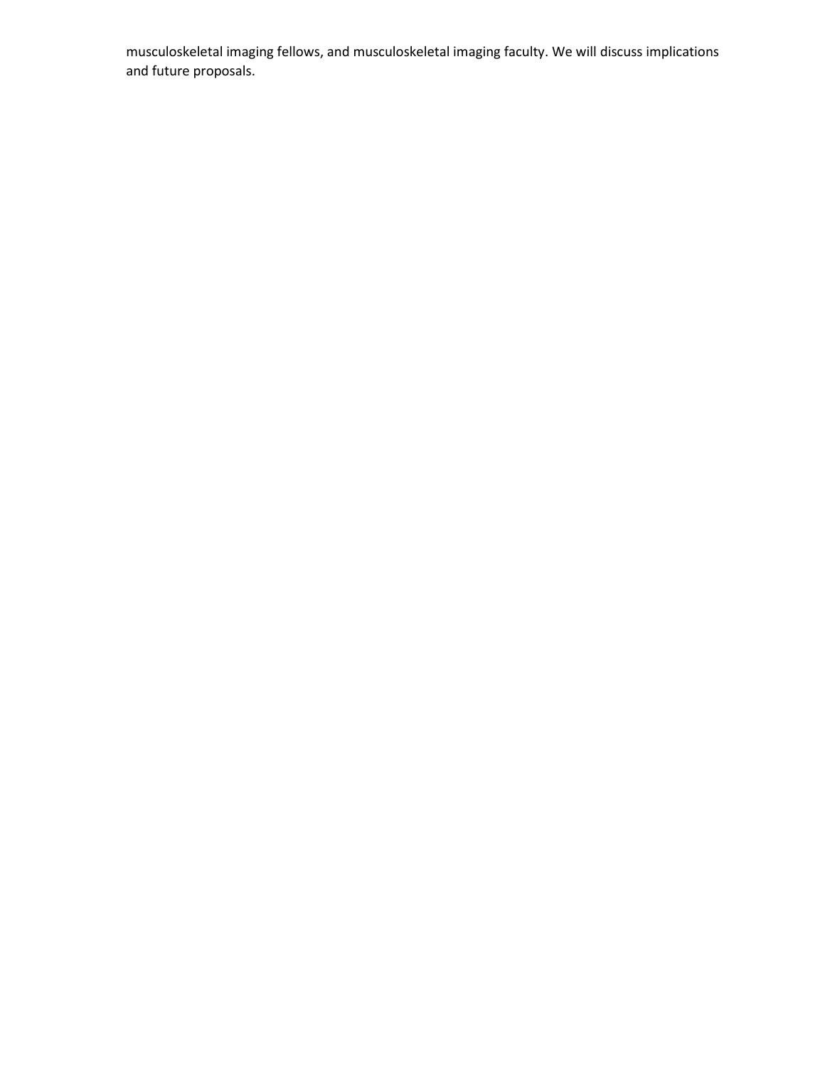musculoskeletal imaging fellows, and musculoskeletal imaging faculty. We will discuss implications and future proposals.